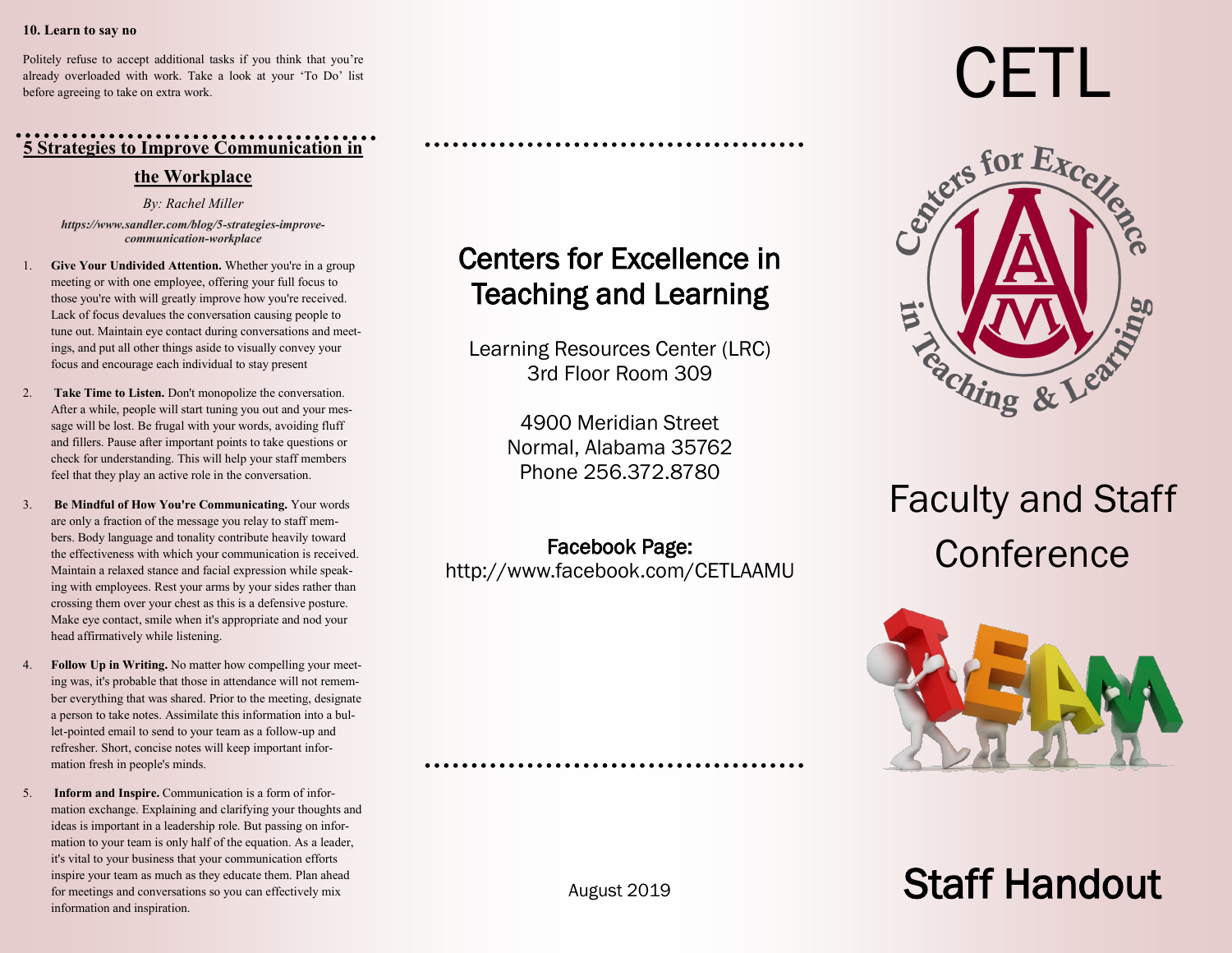**10. Learn to say no**

Politely refuse to accept additional tasks if you think that you're already overloaded with work. Take a look at your 'To Do' list before agreeing to take on extra work.

## 5 Strategies to Improve Communication in the Workplace

*By: Rachel Miller*

***https://www.sandler.com/blog/5-strategies-improve-communication-workplace***

1. **Give Your Undivided Attention.** Whether you're in a group meeting or with one employee, offering your full focus to those you're with will greatly improve how you're received. Lack of focus devalues the conversation causing people to tune out. Maintain eye contact during conversations and meetings, and put all other things aside to visually convey your focus and encourage each individual to stay present

2. **Take Time to Listen.** Don't monopolize the conversation. After a while, people will start tuning you out and your message will be lost. Be frugal with your words, avoiding fluff and fillers. Pause after important points to take questions or check for understanding. This will help your staff members feel that they play an active role in the conversation.

3. **Be Mindful of How You're Communicating.** Your words are only a fraction of the message you relay to staff members. Body language and tonality contribute heavily toward the effectiveness with which your communication is received. Maintain a relaxed stance and facial expression while speaking with employees. Rest your arms by your sides rather than crossing them over your chest as this is a defensive posture. Make eye contact, smile when it's appropriate and nod your head affirmatively while listening.

4. **Follow Up in Writing.** No matter how compelling your meeting was, it's probable that those in attendance will not remember everything that was shared. Prior to the meeting, designate a person to take notes. Assimilate this information into a bullet-pointed email to send to your team as a follow-up and refresher. Short, concise notes will keep important information fresh in people's minds.

5. **Inform and Inspire.** Communication is a form of information exchange. Explaining and clarifying your thoughts and ideas is important in a leadership role. But passing on information to your team is only half of the equation. As a leader, it's vital to your business that your communication efforts inspire your team as much as they educate them. Plan ahead for meetings and conversations so you can effectively mix information and inspiration.

## Centers for Excellence in Teaching and Learning

Learning Resources Center (LRC)
3rd Floor Room 309

4900 Meridian Street
Normal, Alabama 35762
Phone 256.372.8780

**Facebook Page:**
http://www.facebook.com/CETLAAMU

August 2019

# CETL

Centers for Excellence in Teaching & Learning

# Faculty and Staff Conference

# Staff Handout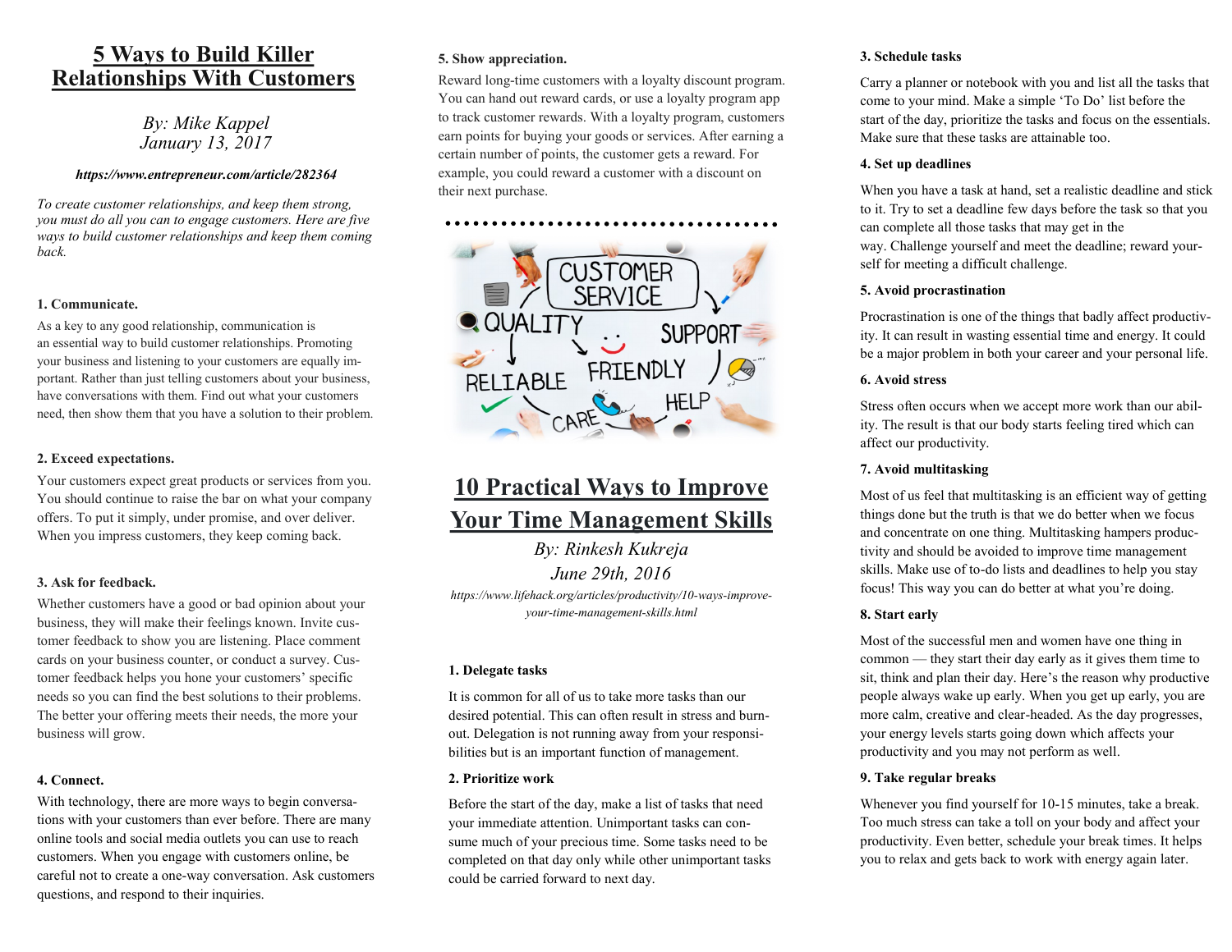# 5 Ways to Build Killer Relationships With Customers

*By: Mike Kappel*
*January 13, 2017*

***https://www.entrepreneur.com/article/282364***

*To create customer relationships, and keep them strong, you must do all you can to engage customers. Here are five ways to build customer relationships and keep them coming back.*

**1. Communicate.**

As a key to any good relationship, communication is an essential way to build customer relationships. Promoting your business and listening to your customers are equally important. Rather than just telling customers about your business, have conversations with them. Find out what your customers need, then show them that you have a solution to their problem.

**2. Exceed expectations.**

Your customers expect great products or services from you. You should continue to raise the bar on what your company offers. To put it simply, under promise, and over deliver. When you impress customers, they keep coming back.

**3. Ask for feedback.**

Whether customers have a good or bad opinion about your business, they will make their feelings known. Invite customer feedback to show you are listening. Place comment cards on your business counter, or conduct a survey. Customer feedback helps you hone your customers' specific needs so you can find the best solutions to their problems. The better your offering meets their needs, the more your business will grow.

**4. Connect.**

With technology, there are more ways to begin conversations with your customers than ever before. There are many online tools and social media outlets you can use to reach customers. When you engage with customers online, be careful not to create a one-way conversation. Ask customers questions, and respond to their inquiries.

**5. Show appreciation.**

Reward long-time customers with a loyalty discount program. You can hand out reward cards, or use a loyalty program app to track customer rewards. With a loyalty program, customers earn points for buying your goods or services. After earning a certain number of points, the customer gets a reward. For example, you could reward a customer with a discount on their next purchase.

CUSTOMER SERVICE
QUALITY
SUPPORT
RELIABLE
FRIENDLY
HELP
CARE

# 10 Practical Ways to Improve Your Time Management Skills

*By: Rinkesh Kukreja*
*June 29th, 2016*

*https://www.lifehack.org/articles/productivity/10-ways-improve-your-time-management-skills.html*

**1. Delegate tasks**

It is common for all of us to take more tasks than our desired potential. This can often result in stress and burnout. Delegation is not running away from your responsibilities but is an important function of management.

**2. Prioritize work**

Before the start of the day, make a list of tasks that need your immediate attention. Unimportant tasks can consume much of your precious time. Some tasks need to be completed on that day only while other unimportant tasks could be carried forward to next day.

**3. Schedule tasks**

Carry a planner or notebook with you and list all the tasks that come to your mind. Make a simple 'To Do' list before the start of the day, prioritize the tasks and focus on the essentials. Make sure that these tasks are attainable too.

**4. Set up deadlines**

When you have a task at hand, set a realistic deadline and stick to it. Try to set a deadline few days before the task so that you can complete all those tasks that may get in the way. Challenge yourself and meet the deadline; reward yourself for meeting a difficult challenge.

**5. Avoid procrastination**

Procrastination is one of the things that badly affect productivity. It can result in wasting essential time and energy. It could be a major problem in both your career and your personal life.

**6. Avoid stress**

Stress often occurs when we accept more work than our ability. The result is that our body starts feeling tired which can affect our productivity.

**7. Avoid multitasking**

Most of us feel that multitasking is an efficient way of getting things done but the truth is that we do better when we focus and concentrate on one thing. Multitasking hampers productivity and should be avoided to improve time management skills. Make use of to-do lists and deadlines to help you stay focus! This way you can do better at what you're doing.

**8. Start early**

Most of the successful men and women have one thing in common — they start their day early as it gives them time to sit, think and plan their day. Here's the reason why productive people always wake up early. When you get up early, you are more calm, creative and clear-headed. As the day progresses, your energy levels starts going down which affects your productivity and you may not perform as well.

**9. Take regular breaks**

Whenever you find yourself for 10-15 minutes, take a break. Too much stress can take a toll on your body and affect your productivity. Even better, schedule your break times. It helps you to relax and gets back to work with energy again later.